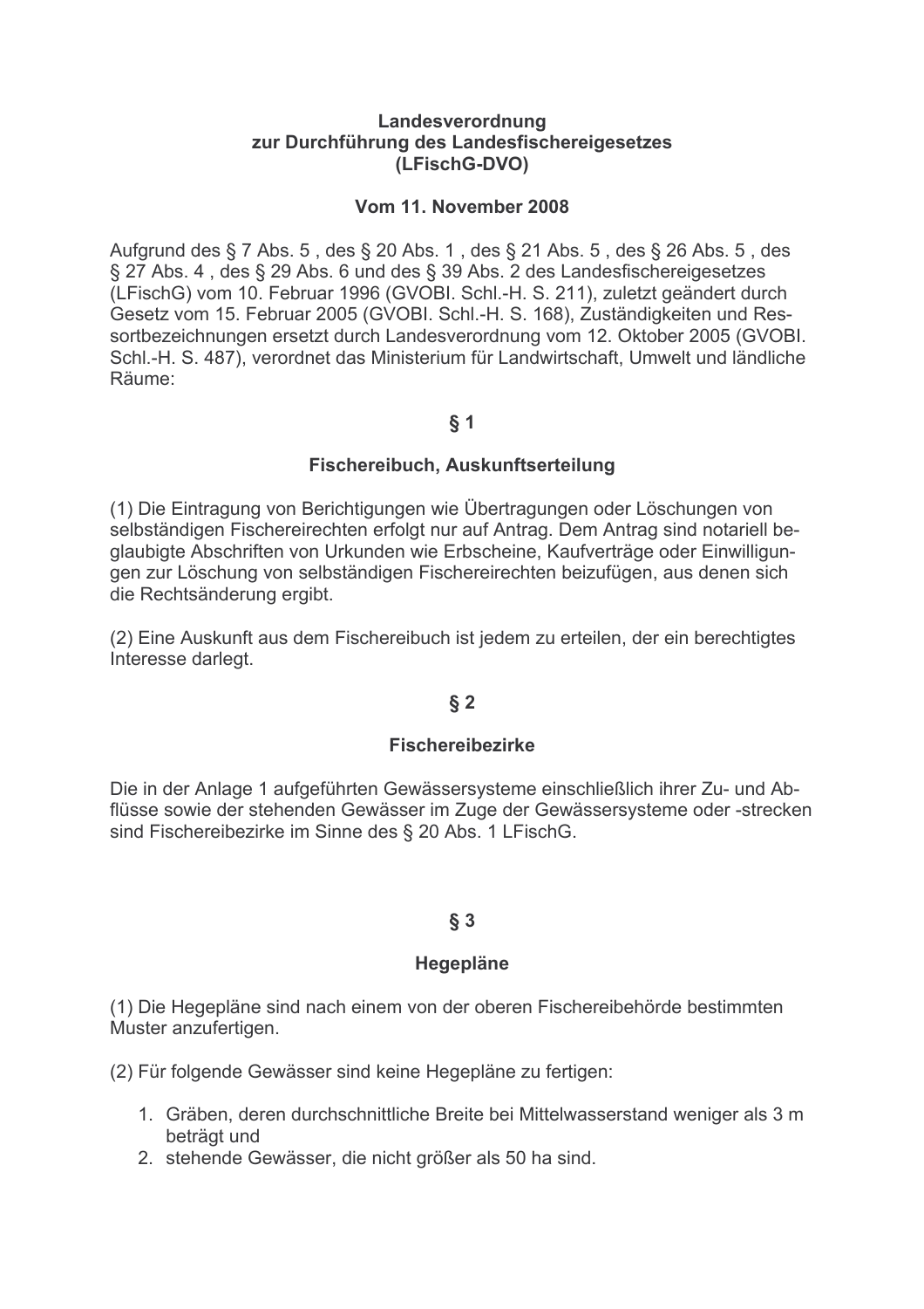# Landesverordnung zur Durchführung des Landesfischereigesetzes (LFischG-DVO)

**Vom 11. November 2008**

Aufgrund des § 7 Abs. 5 , des § 20 Abs. 1 , des § 21 Abs. 5 , des § 26 Abs. 5 , des § 27 Abs. 4 , des § 29 Abs. 6 und des § 39 Abs. 2 des Landesfischereigesetzes (LFischG) vom 10. Februar 1996 (GVOBl. Schl.-H. S. 211), zuletzt geändert durch Gesetz vom 15. Februar 2005 (GVOBl. Schl.-H. S. 168), Zuständigkeiten und Ressortbezeichnungen ersetzt durch Landesverordnung vom 12. Oktober 2005 (GVOBl. Schl.-H. S. 487), verordnet das Ministerium für Landwirtschaft, Umwelt und ländliche Räume:

## § 1

### Fischereibuch, Auskunftserteilung

(1) Die Eintragung von Berichtigungen wie Übertragungen oder Löschungen von selbständigen Fischereirechten erfolgt nur auf Antrag. Dem Antrag sind notariell beglaubigte Abschriften von Urkunden wie Erbscheine, Kaufverträge oder Einwilligungen zur Löschung von selbständigen Fischereirechten beizufügen, aus denen sich die Rechtsänderung ergibt.

(2) Eine Auskunft aus dem Fischereibuch ist jedem zu erteilen, der ein berechtigtes Interesse darlegt.

## § 2

### Fischereibezirke

Die in der Anlage 1 aufgeführten Gewässersysteme einschließlich ihrer Zu- und Abflüsse sowie der stehenden Gewässer im Zuge der Gewässersysteme oder -strecken sind Fischereibezirke im Sinne des § 20 Abs. 1 LFischG.

## § 3

### Hegepläne

(1) Die Hegepläne sind nach einem von der oberen Fischereibehörde bestimmten Muster anzufertigen.

(2) Für folgende Gewässer sind keine Hegepläne zu fertigen:

1. Gräben, deren durchschnittliche Breite bei Mittelwasserstand weniger als 3 m beträgt und
2. stehende Gewässer, die nicht größer als 50 ha sind.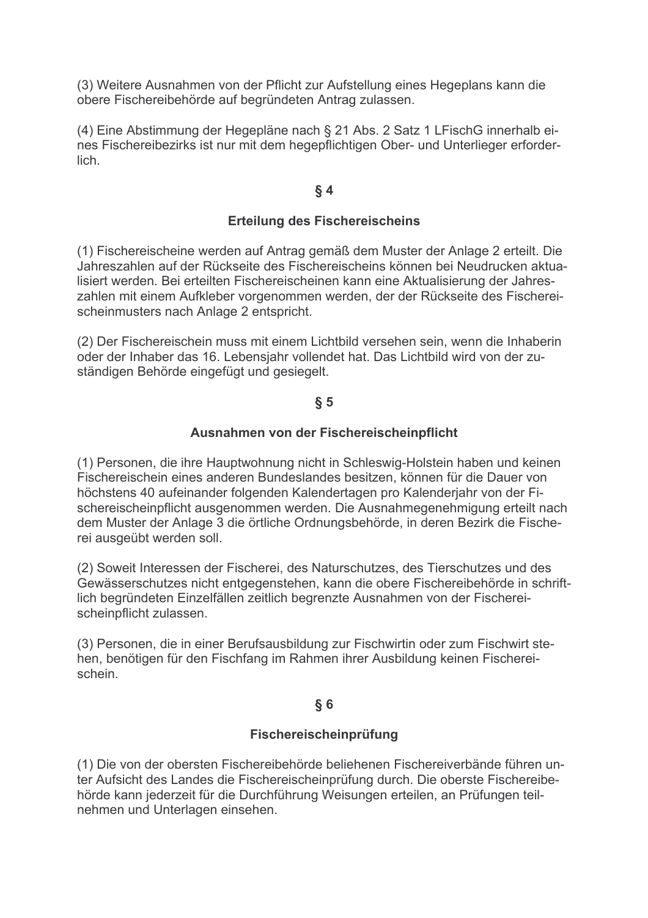(3) Weitere Ausnahmen von der Pflicht zur Aufstellung eines Hegeplans kann die obere Fischereibehörde auf begründeten Antrag zulassen.

(4) Eine Abstimmung der Hegepläne nach § 21 Abs. 2 Satz 1 LFischG innerhalb eines Fischereibezirks ist nur mit dem hegepflichtigen Ober- und Unterlieger erforderlich.

## § 4

## Erteilung des Fischereischeins

(1) Fischereischeine werden auf Antrag gemäß dem Muster der Anlage 2 erteilt. Die Jahreszahlen auf der Rückseite des Fischereischeins können bei Neudrucken aktualisiert werden. Bei erteilten Fischereischeinen kann eine Aktualisierung der Jahreszahlen mit einem Aufkleber vorgenommen werden, der der Rückseite des Fischereischeinmusters nach Anlage 2 entspricht.

(2) Der Fischereischein muss mit einem Lichtbild versehen sein, wenn die Inhaberin oder der Inhaber das 16. Lebensjahr vollendet hat. Das Lichtbild wird von der zuständigen Behörde eingefügt und gesiegelt.

## § 5

## Ausnahmen von der Fischereischeinpflicht

(1) Personen, die ihre Hauptwohnung nicht in Schleswig-Holstein haben und keinen Fischereischein eines anderen Bundeslandes besitzen, können für die Dauer von höchstens 40 aufeinander folgenden Kalendertagen pro Kalenderjahr von der Fischereischeinpflicht ausgenommen werden. Die Ausnahmegenehmigung erteilt nach dem Muster der Anlage 3 die örtliche Ordnungsbehörde, in deren Bezirk die Fischerei ausgeübt werden soll.

(2) Soweit Interessen der Fischerei, des Naturschutzes, des Tierschutzes und des Gewässerschutzes nicht entgegenstehen, kann die obere Fischereibehörde in schriftlich begründeten Einzelfällen zeitlich begrenzte Ausnahmen von der Fischereischeinpflicht zulassen.

(3) Personen, die in einer Berufsausbildung zur Fischwirtin oder zum Fischwirt stehen, benötigen für den Fischfang im Rahmen ihrer Ausbildung keinen Fischereischein.

## § 6

## Fischereischeinprüfung

(1) Die von der obersten Fischereibehörde beliehenen Fischereiverbände führen unter Aufsicht des Landes die Fischereischeinprüfung durch. Die oberste Fischereibehörde kann jederzeit für die Durchführung Weisungen erteilen, an Prüfungen teilnehmen und Unterlagen einsehen.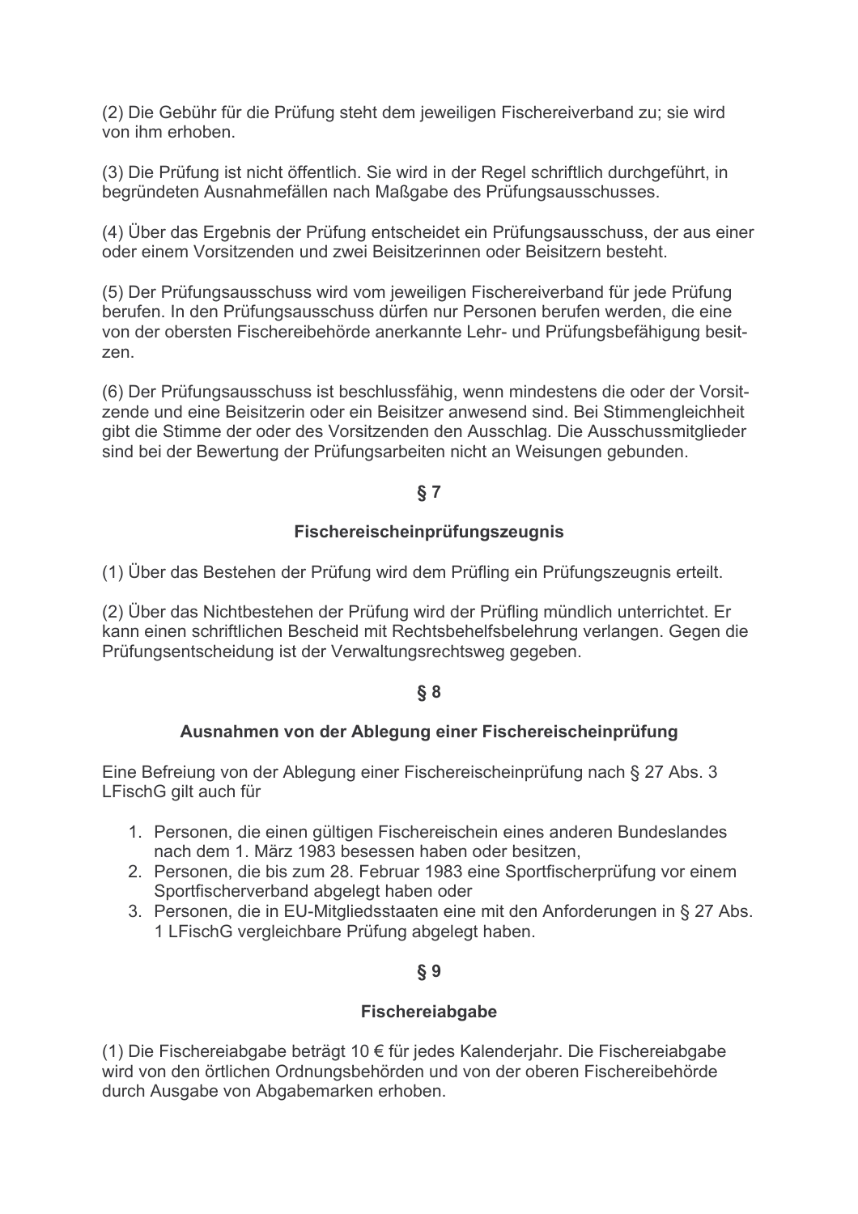(2) Die Gebühr für die Prüfung steht dem jeweiligen Fischereiverband zu; sie wird von ihm erhoben.

(3) Die Prüfung ist nicht öffentlich. Sie wird in der Regel schriftlich durchgeführt, in begründeten Ausnahmefällen nach Maßgabe des Prüfungsausschusses.

(4) Über das Ergebnis der Prüfung entscheidet ein Prüfungsausschuss, der aus einer oder einem Vorsitzenden und zwei Beisitzerinnen oder Beisitzern besteht.

(5) Der Prüfungsausschuss wird vom jeweiligen Fischereiverband für jede Prüfung berufen. In den Prüfungsausschuss dürfen nur Personen berufen werden, die eine von der obersten Fischereibehörde anerkannte Lehr- und Prüfungsbefähigung besitzen.

(6) Der Prüfungsausschuss ist beschlussfähig, wenn mindestens die oder der Vorsitzende und eine Beisitzerin oder ein Beisitzer anwesend sind. Bei Stimmengleichheit gibt die Stimme der oder des Vorsitzenden den Ausschlag. Die Ausschussmitglieder sind bei der Bewertung der Prüfungsarbeiten nicht an Weisungen gebunden.

## § 7

### Fischereischeinprüfungszeugnis

(1) Über das Bestehen der Prüfung wird dem Prüfling ein Prüfungszeugnis erteilt.

(2) Über das Nichtbestehen der Prüfung wird der Prüfling mündlich unterrichtet. Er kann einen schriftlichen Bescheid mit Rechtsbehelfsbelehrung verlangen. Gegen die Prüfungsentscheidung ist der Verwaltungsrechtsweg gegeben.

## § 8

### Ausnahmen von der Ablegung einer Fischereischeinprüfung

Eine Befreiung von der Ablegung einer Fischereischeinprüfung nach § 27 Abs. 3 LFischG gilt auch für

1. Personen, die einen gültigen Fischereischein eines anderen Bundeslandes nach dem 1. März 1983 besessen haben oder besitzen,
2. Personen, die bis zum 28. Februar 1983 eine Sportfischerprüfung vor einem Sportfischerverband abgelegt haben oder
3. Personen, die in EU-Mitgliedsstaaten eine mit den Anforderungen in § 27 Abs. 1 LFischG vergleichbare Prüfung abgelegt haben.

## § 9

### Fischereiabgabe

(1) Die Fischereiabgabe beträgt 10 € für jedes Kalenderjahr. Die Fischereiabgabe wird von den örtlichen Ordnungsbehörden und von der oberen Fischereibehörde durch Ausgabe von Abgabemarken erhoben.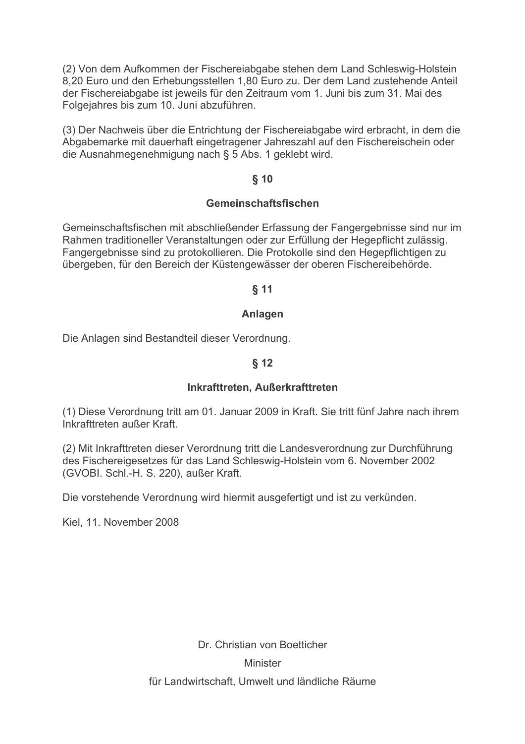(2) Von dem Aufkommen der Fischereiabgabe stehen dem Land Schleswig-Holstein 8,20 Euro und den Erhebungsstellen 1,80 Euro zu. Der dem Land zustehende Anteil der Fischereiabgabe ist jeweils für den Zeitraum vom 1. Juni bis zum 31. Mai des Folgejahres bis zum 10. Juni abzuführen.

(3) Der Nachweis über die Entrichtung der Fischereiabgabe wird erbracht, in dem die Abgabemarke mit dauerhaft eingetragener Jahreszahl auf den Fischereischein oder die Ausnahmegenehmigung nach § 5 Abs. 1 geklebt wird.

### § 10

### Gemeinschaftsfischen

Gemeinschaftsfischen mit abschließender Erfassung der Fangergebnisse sind nur im Rahmen traditioneller Veranstaltungen oder zur Erfüllung der Hegepflicht zulässig. Fangergebnisse sind zu protokollieren. Die Protokolle sind den Hegepflichtigen zu übergeben, für den Bereich der Küstengewässer der oberen Fischereibehörde.

### § 11

### Anlagen

Die Anlagen sind Bestandteil dieser Verordnung.

### § 12

### Inkrafttreten, Außerkrafttreten

(1) Diese Verordnung tritt am 01. Januar 2009 in Kraft. Sie tritt fünf Jahre nach ihrem Inkrafttreten außer Kraft.

(2) Mit Inkrafttreten dieser Verordnung tritt die Landesverordnung zur Durchführung des Fischereigesetzes für das Land Schleswig-Holstein vom 6. November 2002 (GVOBl. Schl.-H. S. 220), außer Kraft.

Die vorstehende Verordnung wird hiermit ausgefertigt und ist zu verkünden.

Kiel, 11. November 2008

Dr. Christian von Boetticher

Minister

für Landwirtschaft, Umwelt und ländliche Räume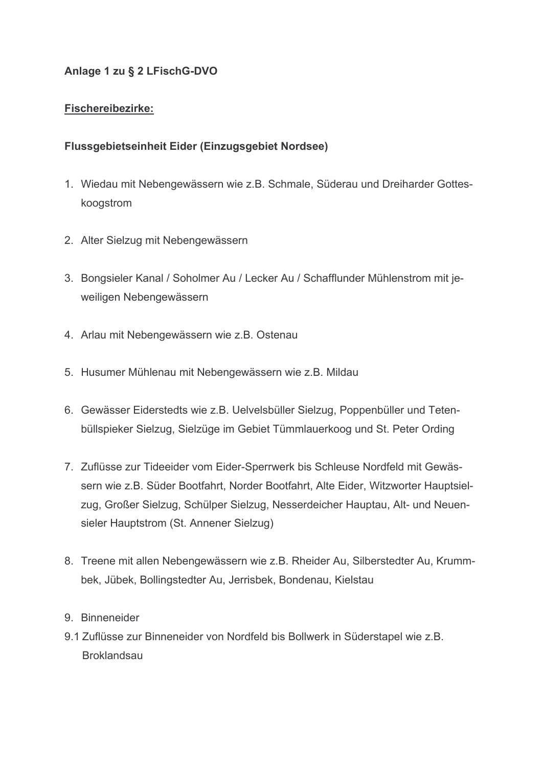**Anlage 1 zu § 2 LFischG-DVO**

**<u>Fischereibezirke:</u>**

**Flussgebietseinheit Eider (Einzugsgebiet Nordsee)**

1. Wiedau mit Nebengewässern wie z.B. Schmale, Süderau und Dreiharder Gotteskoogstrom
2. Alter Sielzug mit Nebengewässern
3. Bongsieler Kanal / Soholmer Au / Lecker Au / Schafflunder Mühlenstrom mit jeweiligen Nebengewässern
4. Arlau mit Nebengewässern wie z.B. Ostenau
5. Husumer Mühlenau mit Nebengewässern wie z.B. Mildau
6. Gewässer Eiderstedts wie z.B. Uelvelsbüller Sielzug, Poppenbüller und Tetenbüllspieker Sielzug, Sielzüge im Gebiet Tümmlauerkoog und St. Peter Ording
7. Zuflüsse zur Tideeider vom Eider-Sperrwerk bis Schleuse Nordfeld mit Gewässern wie z.B. Süder Bootfahrt, Norder Bootfahrt, Alte Eider, Witzworter Hauptsielzug, Großer Sielzug, Schülper Sielzug, Nesserdeicher Hauptau, Alt- und Neuensieler Hauptstrom (St. Annener Sielzug)
8. Treene mit allen Nebengewässern wie z.B. Rheider Au, Silberstedter Au, Krummbek, Jübek, Bollingstedter Au, Jerrisbek, Bondenau, Kielstau
9. Binneneider

9.1 Zuflüsse zur Binneneider von Nordfeld bis Bollwerk in Süderstapel wie z.B. Broklandsau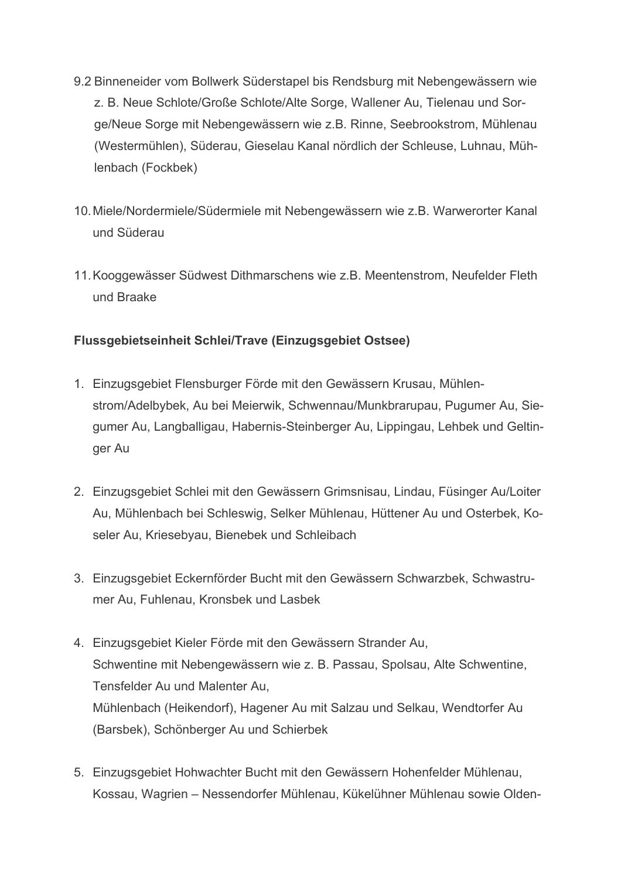9.2 Binneneider vom Bollwerk Süderstapel bis Rendsburg mit Nebengewässern wie z. B. Neue Schlote/Große Schlote/Alte Sorge, Wallener Au, Tielenau und Sorge/Neue Sorge mit Nebengewässern wie z.B. Rinne, Seebrookstrom, Mühlenau (Westermühlen), Süderau, Gieselau Kanal nördlich der Schleuse, Luhnau, Mühlenbach (Fockbek)

10. Miele/Nordermiele/Südermiele mit Nebengewässern wie z.B. Warwerorter Kanal und Süderau

11. Kooggewässer Südwest Dithmarschens wie z.B. Meentenstrom, Neufelder Fleth und Braake

**Flussgebietseinheit Schlei/Trave (Einzugsgebiet Ostsee)**

1. Einzugsgebiet Flensburger Förde mit den Gewässern Krusau, Mühlenstrom/Adelbybek, Au bei Meierwik, Schwennau/Munkbrarupau, Pugumer Au, Siegumer Au, Langballigau, Habernis-Steinberger Au, Lippingau, Lehbek und Geltinger Au

2. Einzugsgebiet Schlei mit den Gewässern Grimsnisau, Lindau, Füsinger Au/Loiter Au, Mühlenbach bei Schleswig, Selker Mühlenau, Hüttener Au und Osterbek, Koseler Au, Kriesebyau, Bienebek und Schleibach

3. Einzugsgebiet Eckernförder Bucht mit den Gewässern Schwarzbek, Schwastrumer Au, Fuhlenau, Kronsbek und Lasbek

4. Einzugsgebiet Kieler Förde mit den Gewässern Strander Au,
   Schwentine mit Nebengewässern wie z. B. Passau, Spolsau, Alte Schwentine, Tensfelder Au und Malenter Au,
   Mühlenbach (Heikendorf), Hagener Au mit Salzau und Selkau, Wendtorfer Au (Barsbek), Schönberger Au und Schierbek

5. Einzugsgebiet Hohwachter Bucht mit den Gewässern Hohenfelder Mühlenau, Kossau, Wagrien – Nessendorfer Mühlenau, Kükelühner Mühlenau sowie Olden-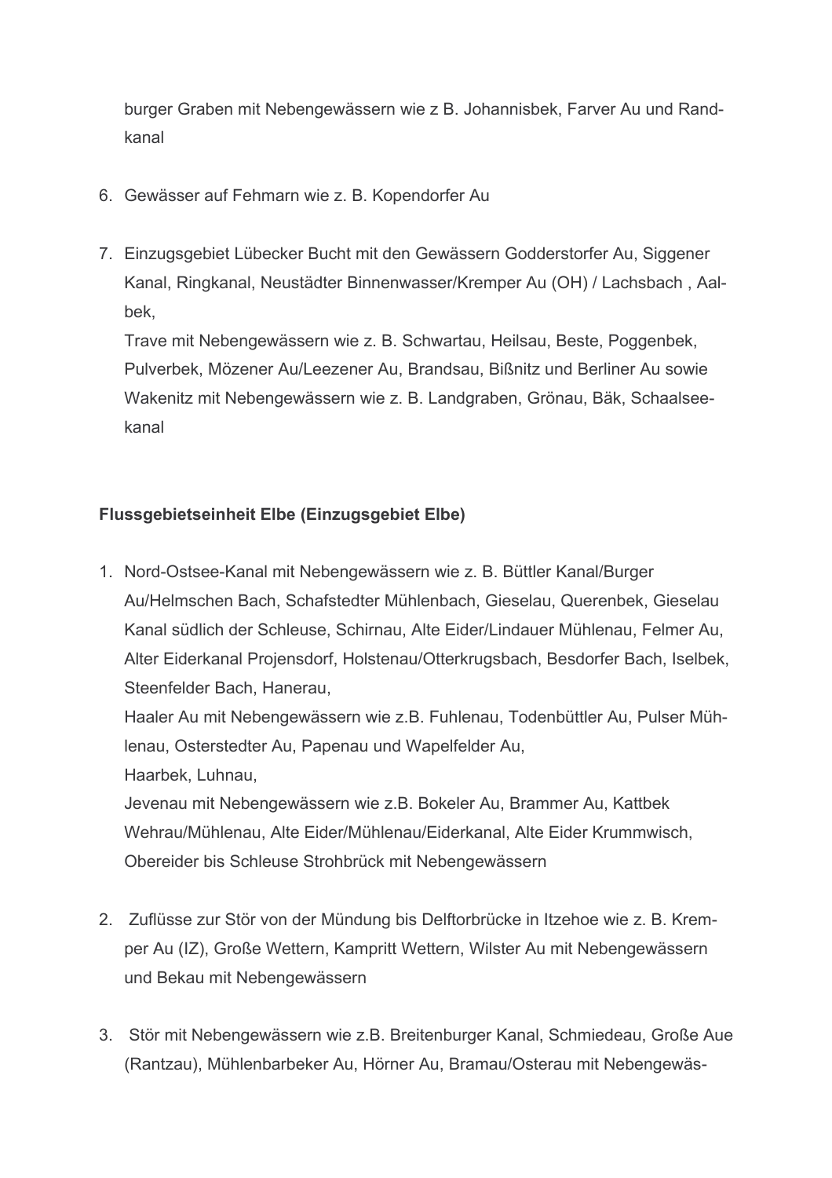burger Graben mit Nebengewässern wie z B. Johannisbek, Farver Au und Randkanal

6. Gewässer auf Fehmarn wie z. B. Kopendorfer Au

7. Einzugsgebiet Lübecker Bucht mit den Gewässern Godderstorfer Au, Siggener Kanal, Ringkanal, Neustädter Binnenwasser/Kremper Au (OH) / Lachsbach , Aalbek,
   Trave mit Nebengewässern wie z. B. Schwartau, Heilsau, Beste, Poggenbek, Pulverbek, Mözener Au/Leezener Au, Brandsau, Bißnitz und Berliner Au sowie Wakenitz mit Nebengewässern wie z. B. Landgraben, Grönau, Bäk, Schaalseekanal

**Flussgebietseinheit Elbe (Einzugsgebiet Elbe)**

1. Nord-Ostsee-Kanal mit Nebengewässern wie z. B. Büttler Kanal/Burger Au/Helmschen Bach, Schafstedter Mühlenbach, Gieselau, Querenbek, Gieselau Kanal südlich der Schleuse, Schirnau, Alte Eider/Lindauer Mühlenau, Felmer Au, Alter Eiderkanal Projensdorf, Holstenau/Otterkrugsbach, Besdorfer Bach, Iselbek, Steenfelder Bach, Hanerau,
   Haaler Au mit Nebengewässern wie z.B. Fuhlenau, Todenbüttler Au, Pulser Mühlenau, Osterstedter Au, Papenau und Wapelfelder Au,
   Haarbek, Luhnau,
   Jevenau mit Nebengewässern wie z.B. Bokeler Au, Brammer Au, Kattbek Wehrau/Mühlenau, Alte Eider/Mühlenau/Eiderkanal, Alte Eider Krummwisch, Obereider bis Schleuse Strohbrück mit Nebengewässern

2. Zuflüsse zur Stör von der Mündung bis Delftorbrücke in Itzehoe wie z. B. Kremper Au (IZ), Große Wettern, Kampritt Wettern, Wilster Au mit Nebengewässern und Bekau mit Nebengewässern

3. Stör mit Nebengewässern wie z.B. Breitenburger Kanal, Schmiedeau, Große Aue (Rantzau), Mühlenbarbeker Au, Hörner Au, Bramau/Osterau mit Nebengewäs-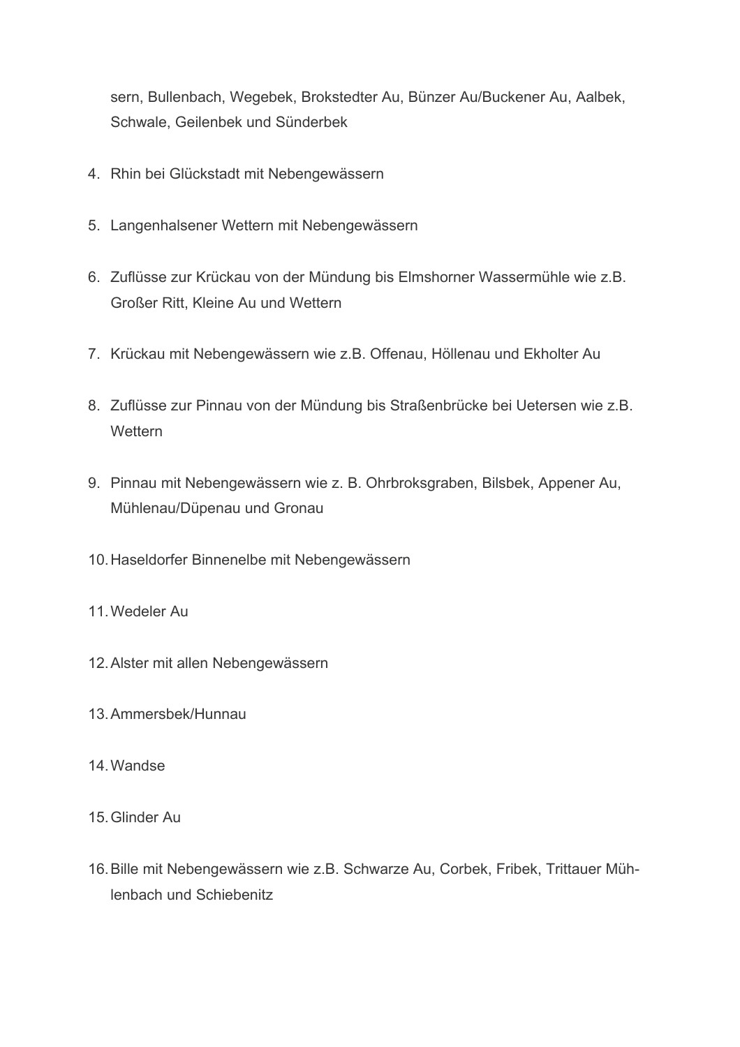sern, Bullenbach, Wegebek, Brokstedter Au, Bünzer Au/Buckener Au, Aalbek, Schwale, Geilenbek und Sünderbek

4. Rhin bei Glückstadt mit Nebengewässern
5. Langenhalsener Wettern mit Nebengewässern
6. Zuflüsse zur Krückau von der Mündung bis Elmshorner Wassermühle wie z.B. Großer Ritt, Kleine Au und Wettern
7. Krückau mit Nebengewässern wie z.B. Offenau, Höllenau und Ekholter Au
8. Zuflüsse zur Pinnau von der Mündung bis Straßenbrücke bei Uetersen wie z.B. Wettern
9. Pinnau mit Nebengewässern wie z. B. Ohrbroksgraben, Bilsbek, Appener Au, Mühlenau/Düpenau und Gronau
10. Haseldorfer Binnenelbe mit Nebengewässern
11. Wedeler Au
12. Alster mit allen Nebengewässern
13. Ammersbek/Hunnau
14. Wandse
15. Glinder Au
16. Bille mit Nebengewässern wie z.B. Schwarze Au, Corbek, Fribek, Trittauer Mühlenbach und Schiebenitz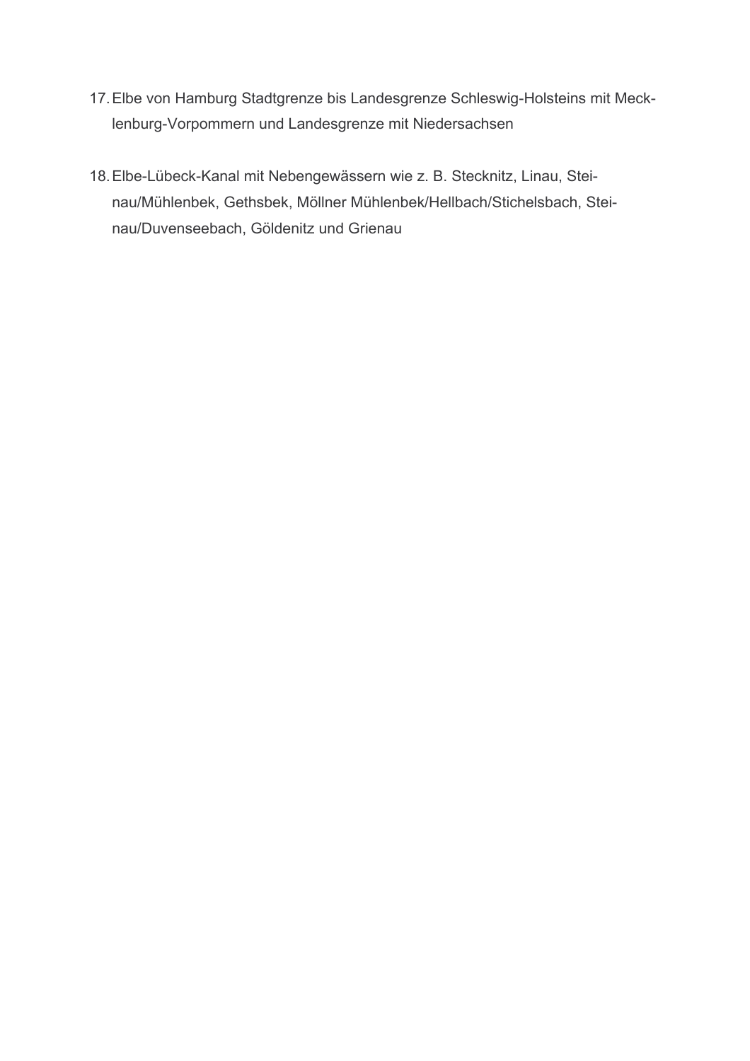17. Elbe von Hamburg Stadtgrenze bis Landesgrenze Schleswig-Holsteins mit Mecklenburg-Vorpommern und Landesgrenze mit Niedersachsen

18. Elbe-Lübeck-Kanal mit Nebengewässern wie z. B. Stecknitz, Linau, Steinau/Mühlenbek, Gethsbek, Möllner Mühlenbek/Hellbach/Stichelsbach, Steinau/Duvenseebach, Göldenitz und Grienau